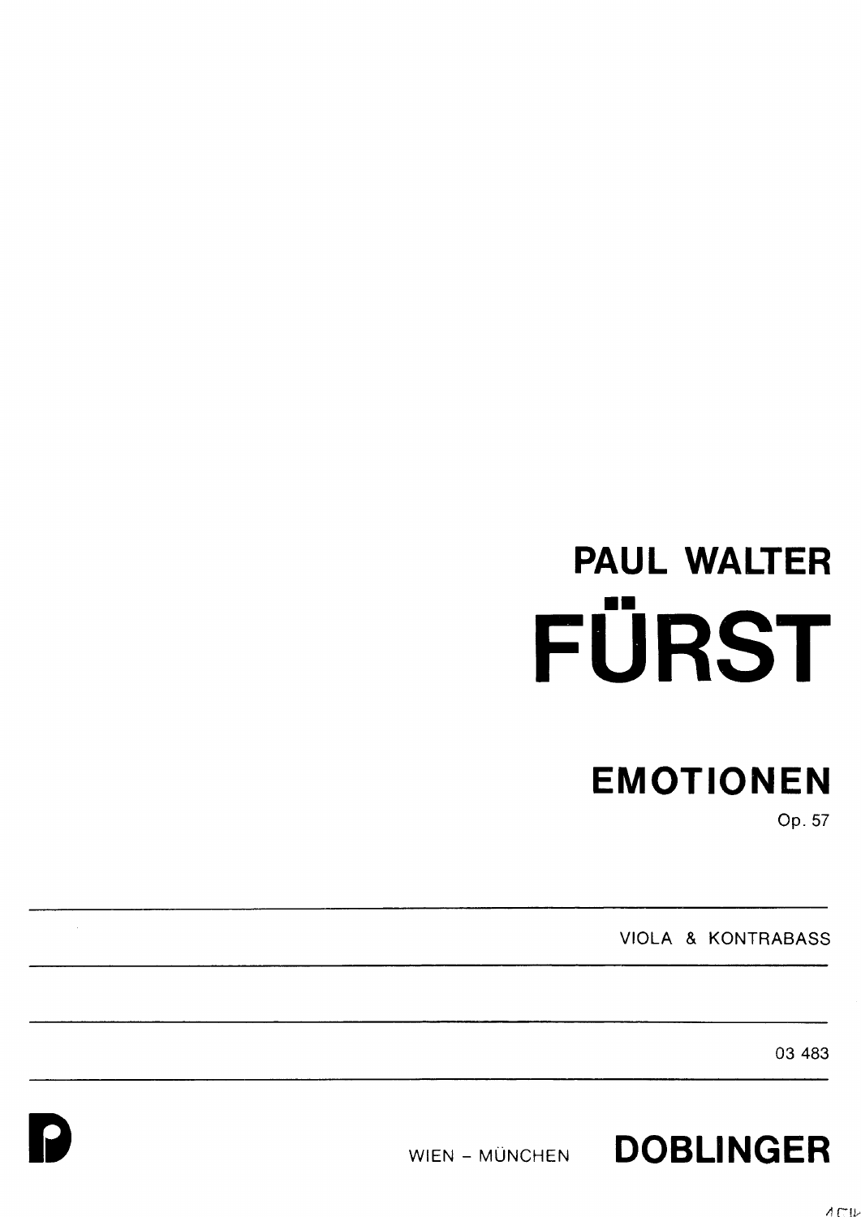**PAUL WALTER**

# FÜRST

## EMOTIONEN

Op. 57

VIOLA & KONTRABASS

03 483

WIEN – MÜNCHEN **DOBLINGER**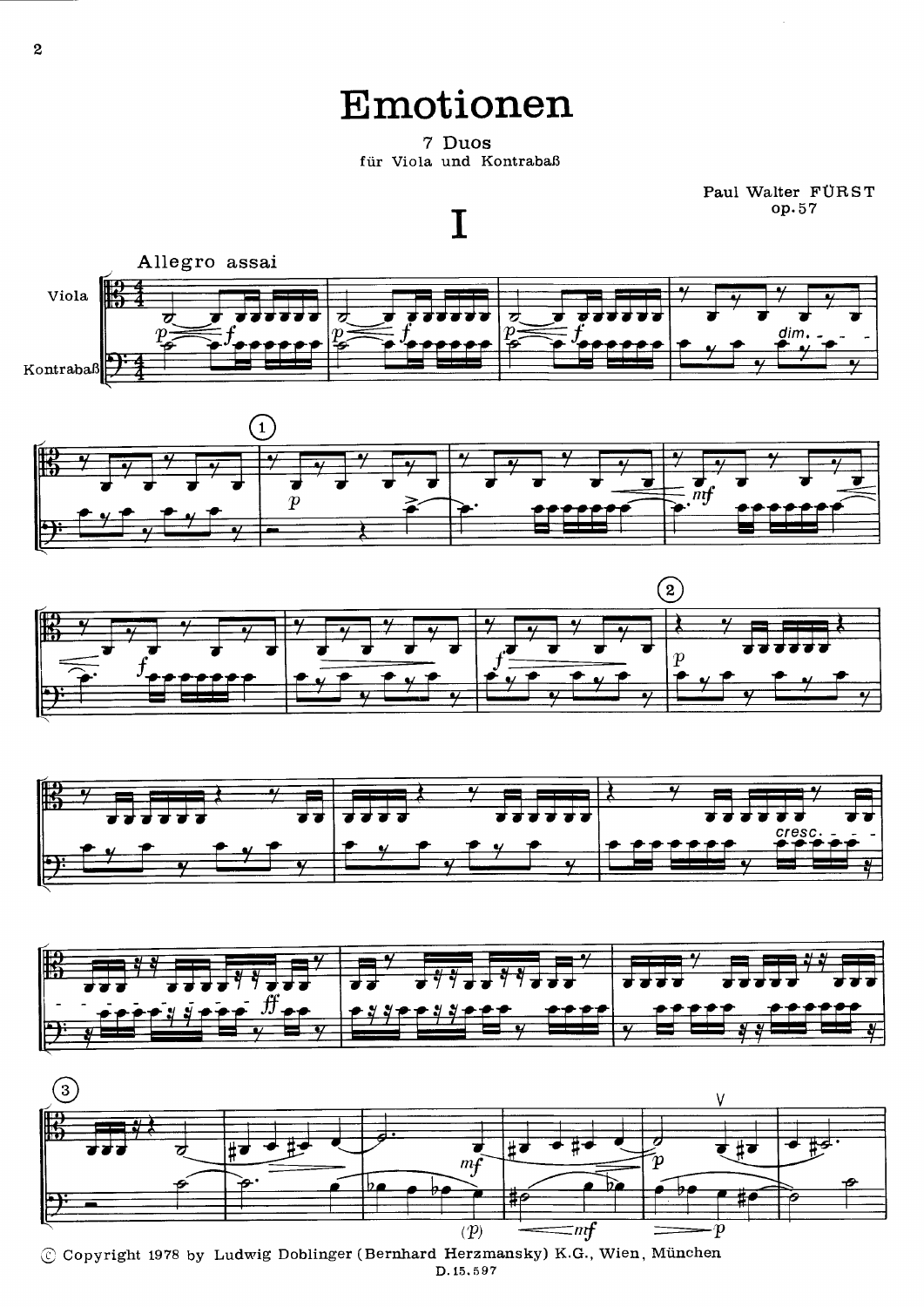# Emotionen

7 Duos
für Viola und Kontrabaß

Paul Walter FÜRST
op.57

## I

Allegro assai

© Copyright 1978 by Ludwig Doblinger (Bernhard Herzmansky) K.G., Wien, München
D. 15.597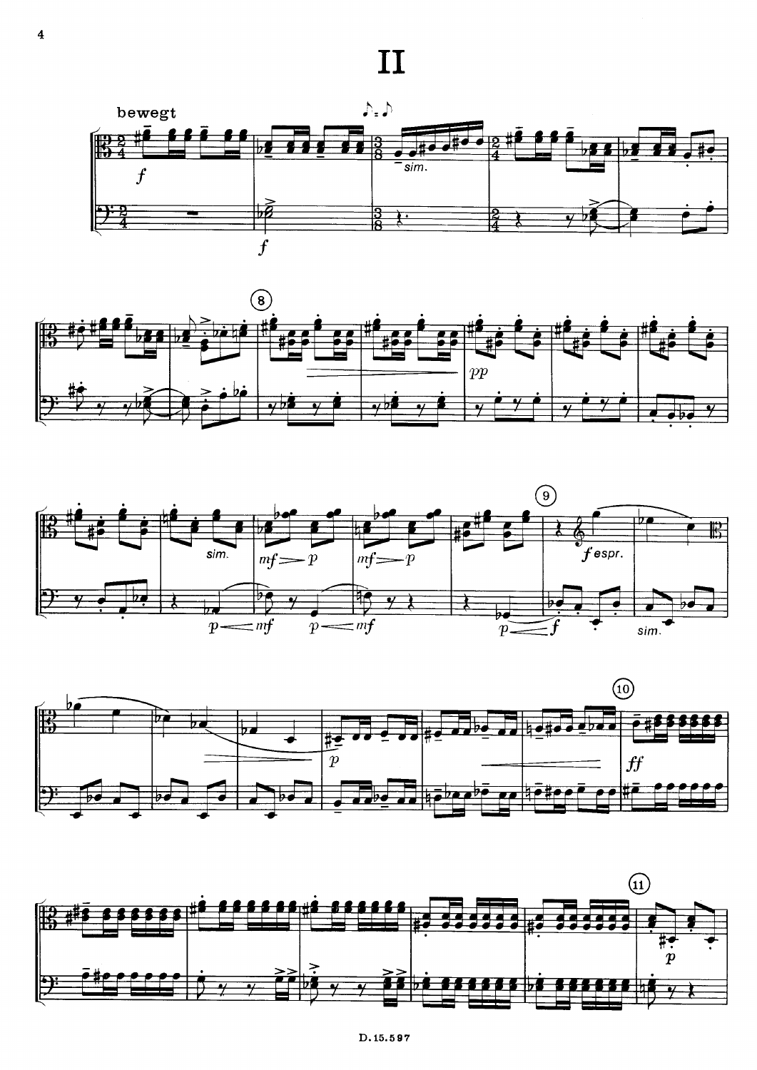# II

bewegt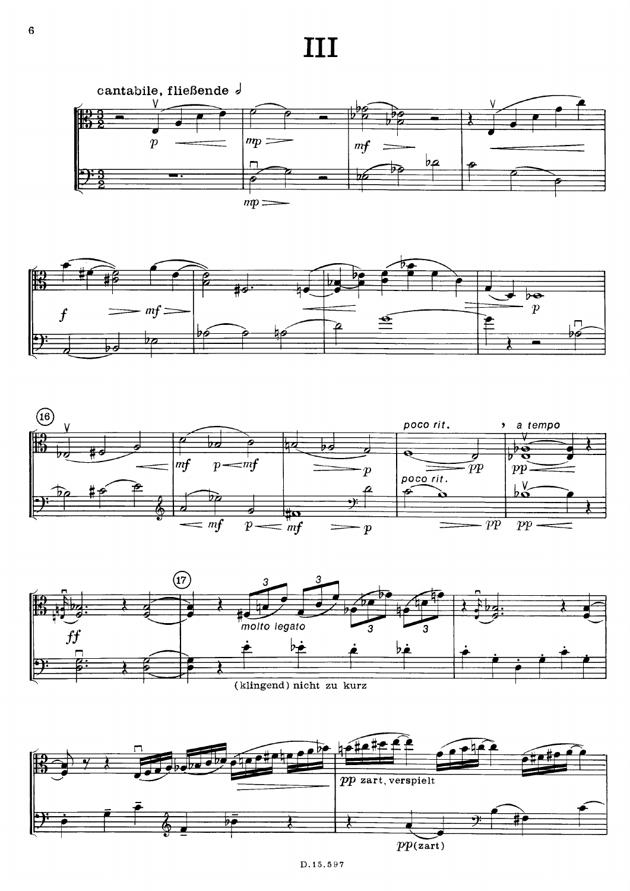# III

cantabile, fließende 𝅗𝅥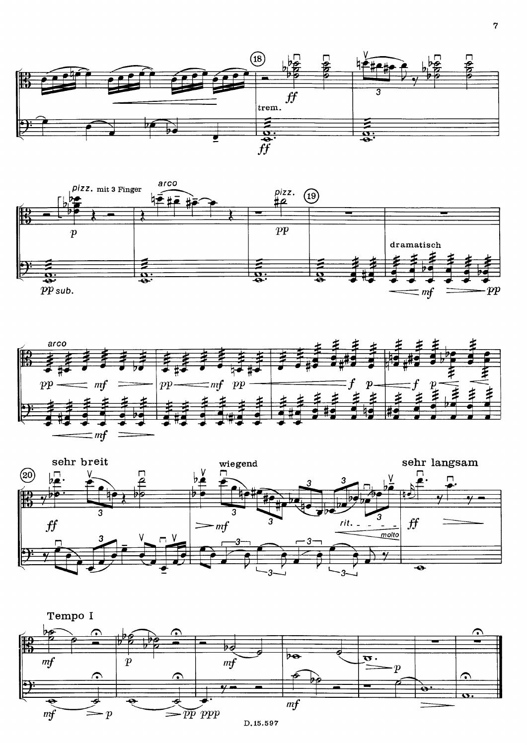trem.

pizz. mit 3 Finger

arco

pizz.

dramatisch

arco

sehr breit

wiegend

rit. molto

sehr langsam

Tempo I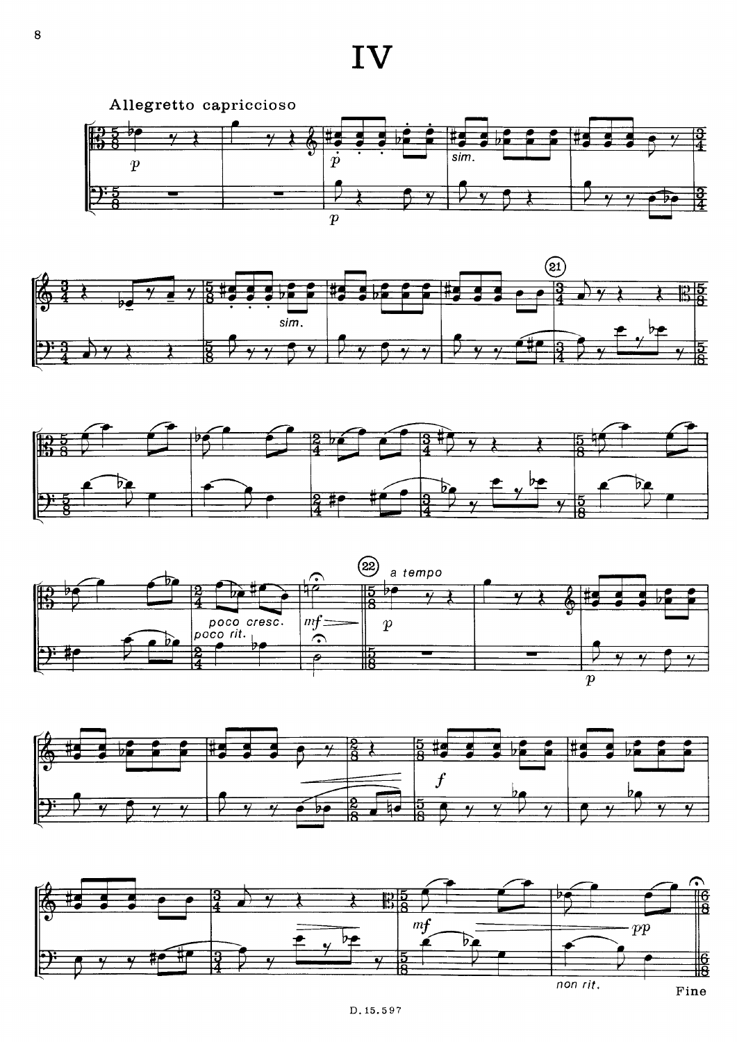# IV

Allegretto capriccioso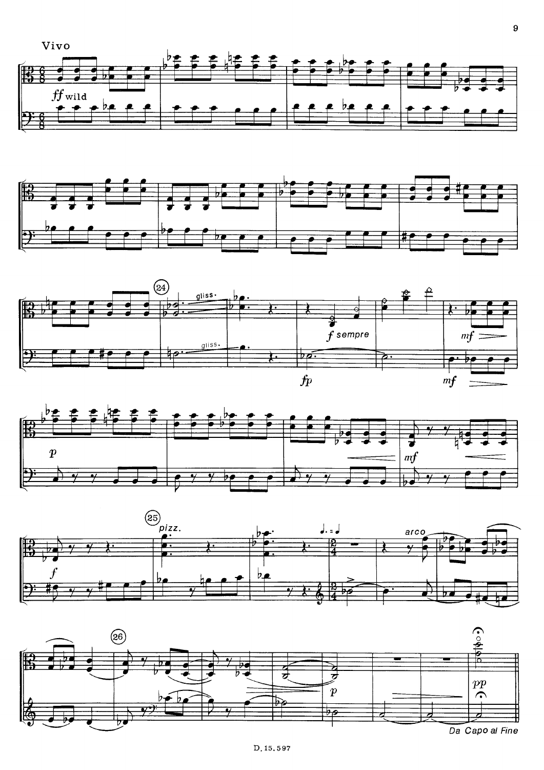Vivo

Da Capo al Fine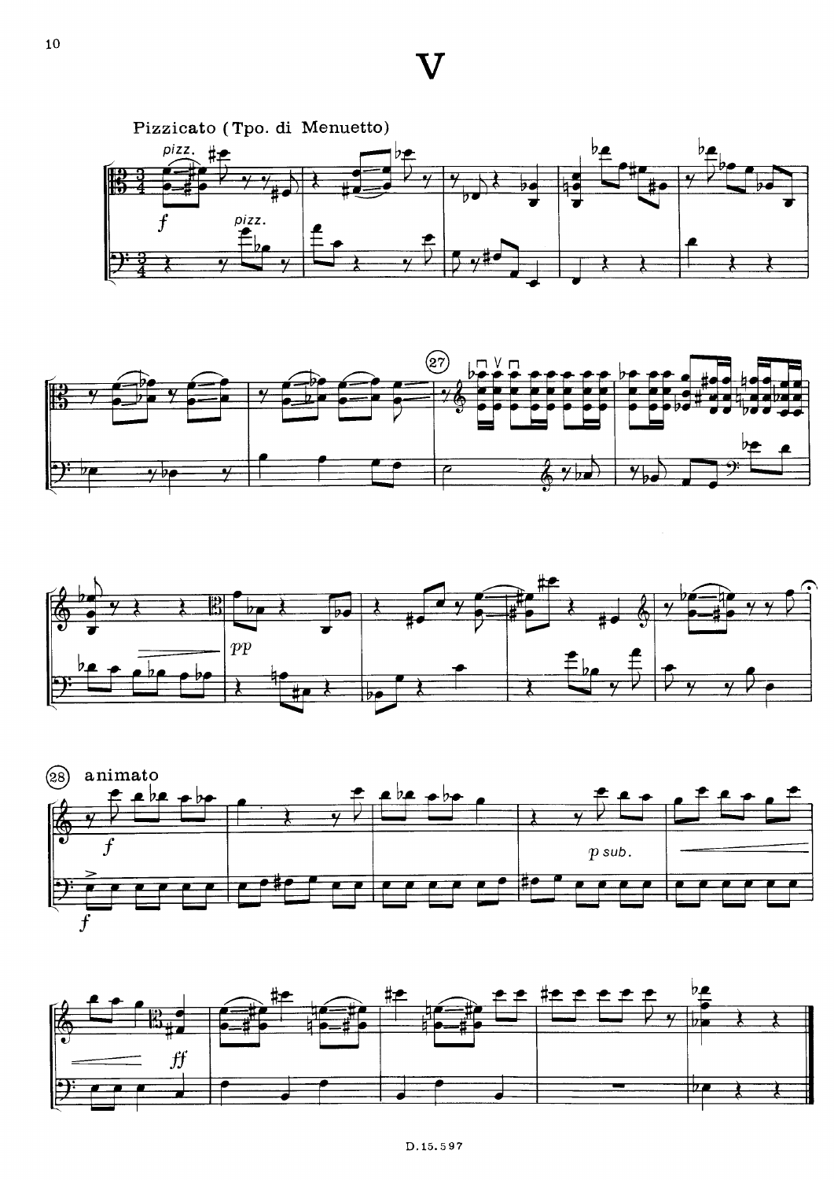# V

Pizzicato (Tpo. di Menuetto)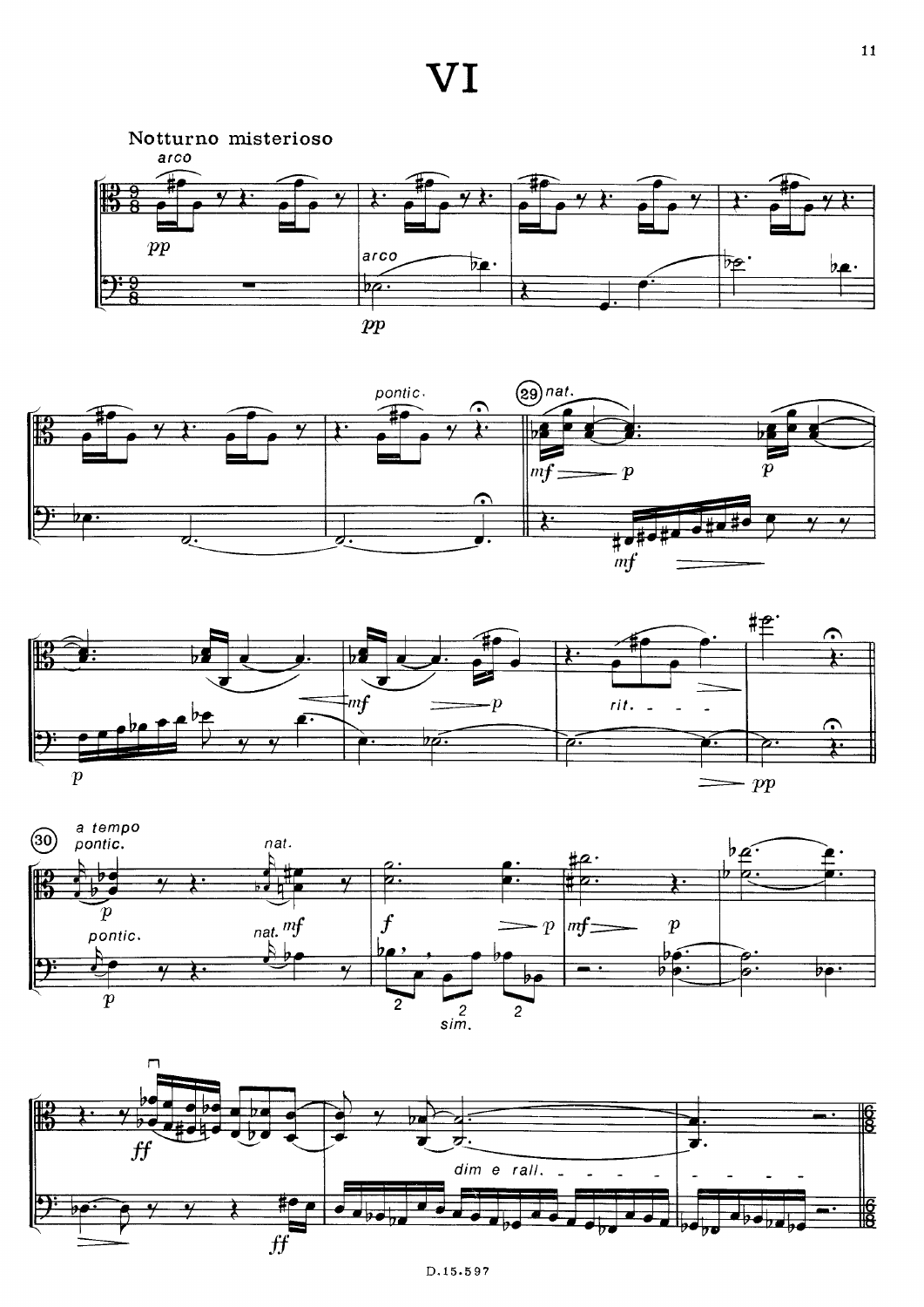# VI

Notturno misterioso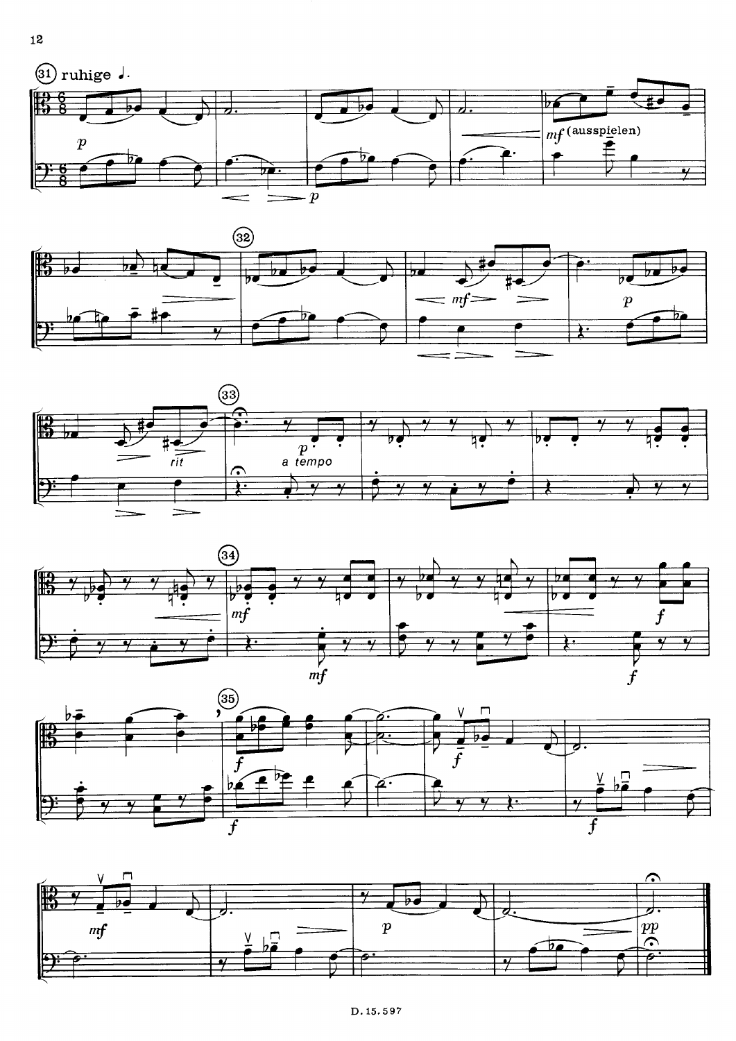31 ruhige ♩.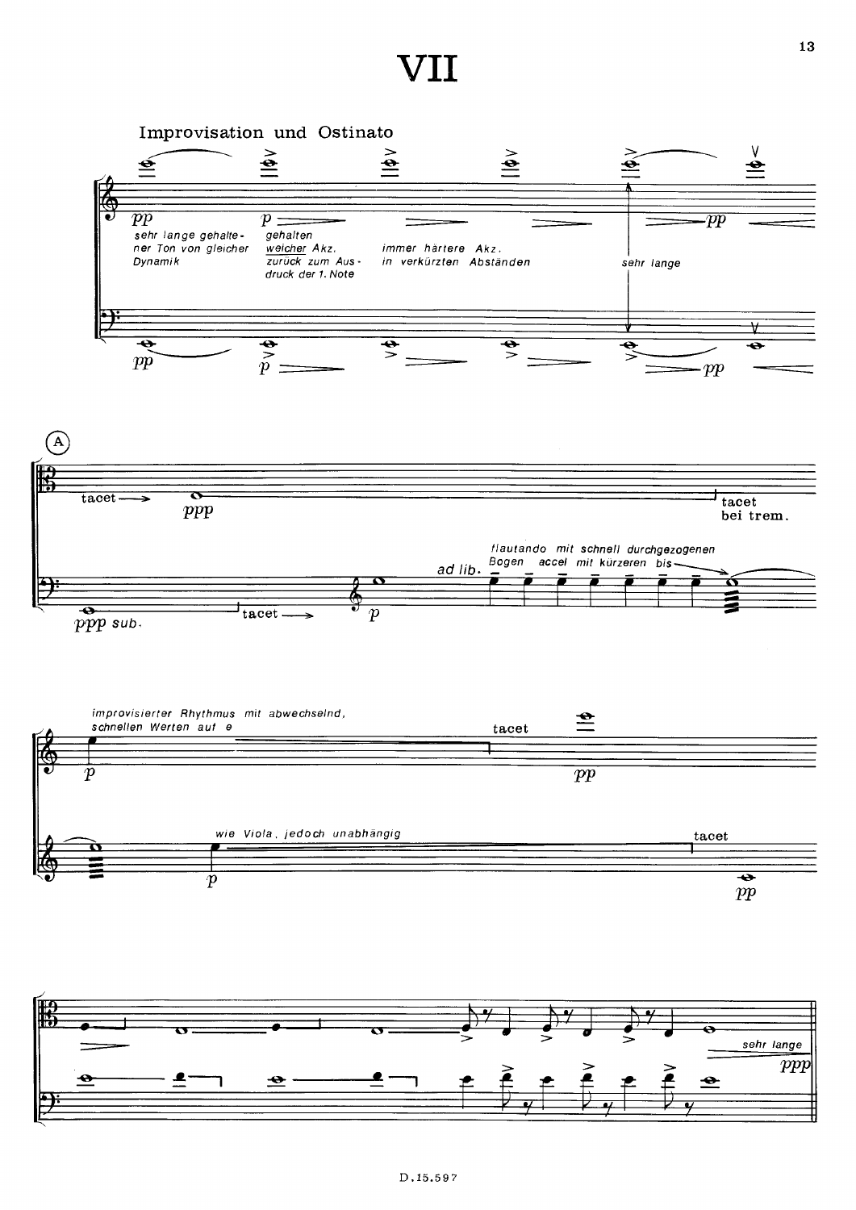# VII

Improvisation und Ostinato

*pp* — *sehr lange gehaltener Ton von gleicher Dynamik*

*p* — *gehalten weicher Akz. zurück zum Ausdruck der 1. Note*

*immer härtere Akz. in verkürzten Abständen*

*sehr lange*

*pp*

(A)

tacet → *ppp* — tacet bei trem.

*ppp sub.* — tacet → *p*

*ad lib.* *flautando mit schnell durchgezogenen Bogen accel mit kürzeren bis*

*improvisierter Rhythmus mit abwechselnd, schnellen Werten auf e*

*p* — tacet — *pp*

*wie Viola, jedoch unabhängig*

*p* — tacet — *pp*

*sehr lange*

*ppp*

D.15.597